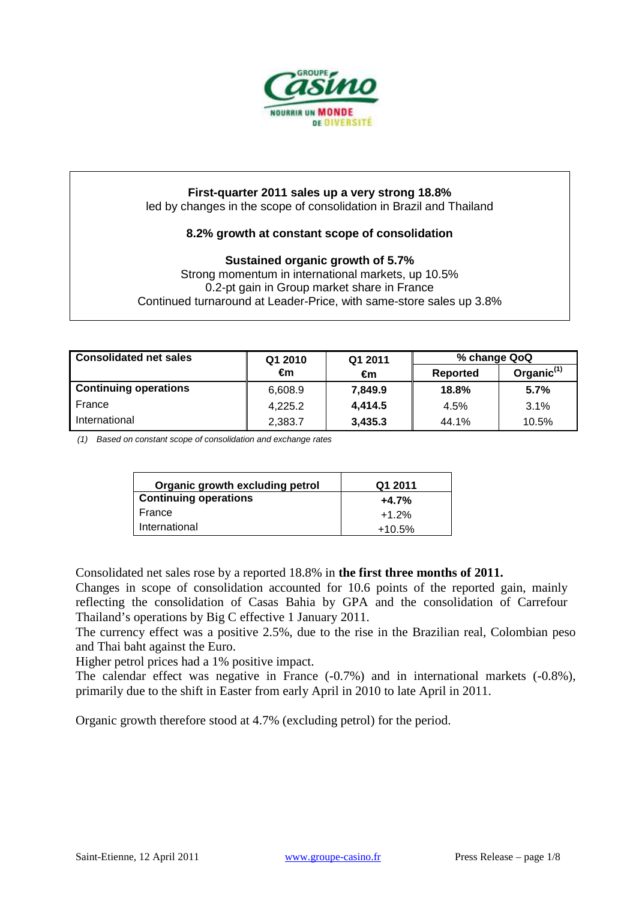**First-quarter 2011 sales up a very strong 18.8%**
led by changes in the scope of consolidation in Brazil and Thailand

**8.2% growth at constant scope of consolidation**

**Sustained organic growth of 5.7%**
Strong momentum in international markets, up 10.5%
0.2-pt gain in Group market share in France
Continued turnaround at Leader-Price, with same-store sales up 3.8%

| Consolidated net sales | Q1 2010 €m | Q1 2011 €m | % change QoQ | |
|---|---|---|---|---|
| | | | Reported | Organic(1) |
| **Continuing operations** | 6,608.9 | **7,849.9** | **18.8%** | **5.7%** |
| France | 4,225.2 | **4,414.5** | 4.5% | 3.1% |
| International | 2,383.7 | **3,435.3** | 44.1% | 10.5% |

*(1) Based on constant scope of consolidation and exchange rates*

| Organic growth excluding petrol | Q1 2011 |
|---|---|
| **Continuing operations** | **+4.7%** |
| France | +1.2% |
| International | +10.5% |

Consolidated net sales rose by a reported 18.8% in **the first three months of 2011.**
Changes in scope of consolidation accounted for 10.6 points of the reported gain, mainly reflecting the consolidation of Casas Bahia by GPA and the consolidation of Carrefour Thailand's operations by Big C effective 1 January 2011.
The currency effect was a positive 2.5%, due to the rise in the Brazilian real, Colombian peso and Thai baht against the Euro.
Higher petrol prices had a 1% positive impact.
The calendar effect was negative in France (-0.7%) and in international markets (-0.8%), primarily due to the shift in Easter from early April in 2010 to late April in 2011.

Organic growth therefore stood at 4.7% (excluding petrol) for the period.

Saint-Etienne, 12 April 2011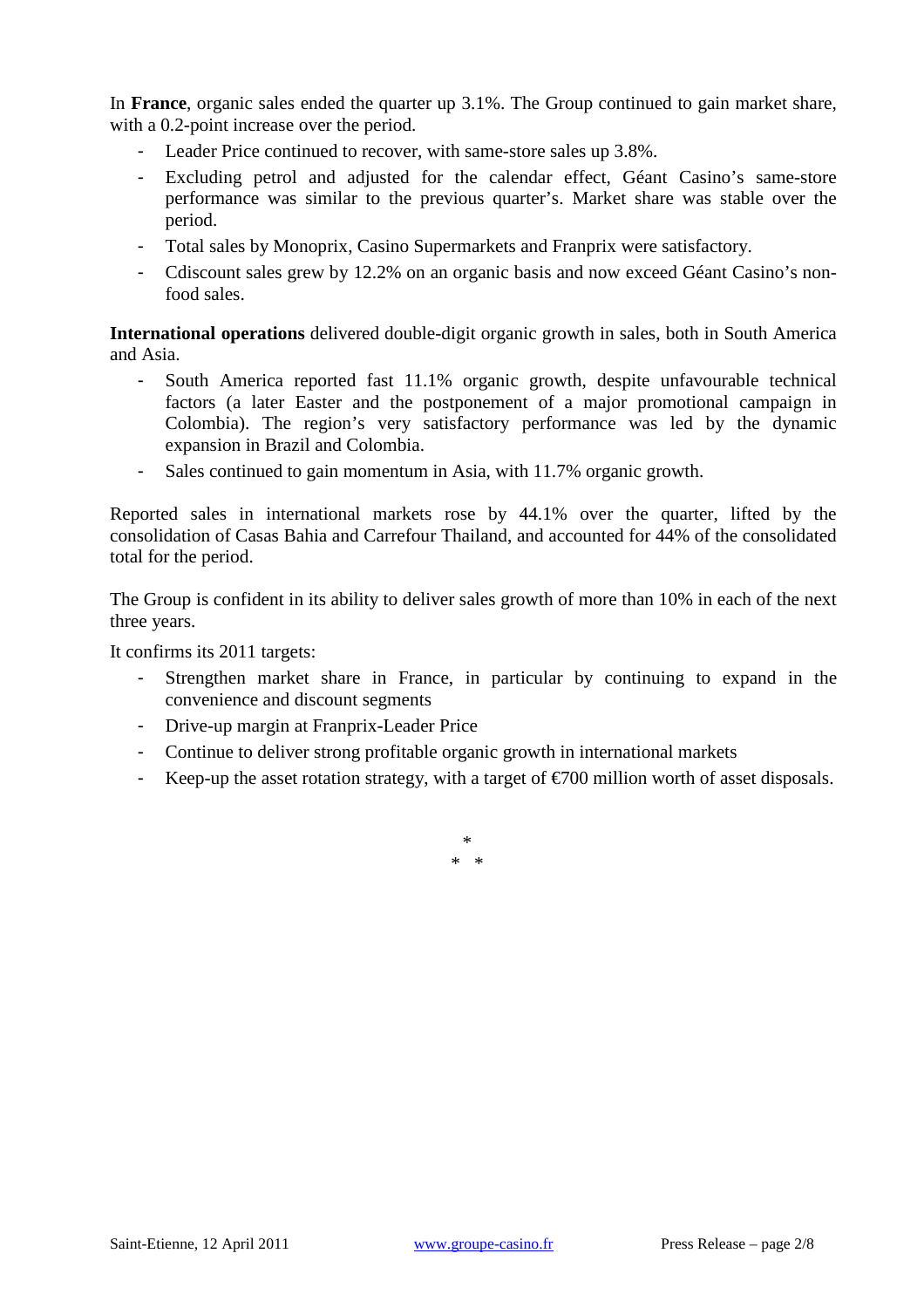In **France**, organic sales ended the quarter up 3.1%. The Group continued to gain market share, with a 0.2-point increase over the period.

- Leader Price continued to recover, with same-store sales up 3.8%.
- Excluding petrol and adjusted for the calendar effect, Géant Casino's same-store performance was similar to the previous quarter's. Market share was stable over the period.
- Total sales by Monoprix, Casino Supermarkets and Franprix were satisfactory.
- Cdiscount sales grew by 12.2% on an organic basis and now exceed Géant Casino's non-food sales.

**International operations** delivered double-digit organic growth in sales, both in South America and Asia.

- South America reported fast 11.1% organic growth, despite unfavourable technical factors (a later Easter and the postponement of a major promotional campaign in Colombia). The region's very satisfactory performance was led by the dynamic expansion in Brazil and Colombia.
- Sales continued to gain momentum in Asia, with 11.7% organic growth.

Reported sales in international markets rose by 44.1% over the quarter, lifted by the consolidation of Casas Bahia and Carrefour Thailand, and accounted for 44% of the consolidated total for the period.

The Group is confident in its ability to deliver sales growth of more than 10% in each of the next three years.

It confirms its 2011 targets:

- Strengthen market share in France, in particular by continuing to expand in the convenience and discount segments
- Drive-up margin at Franprix-Leader Price
- Continue to deliver strong profitable organic growth in international markets
- Keep-up the asset rotation strategy, with a target of €700 million worth of asset disposals.

\*

\* \*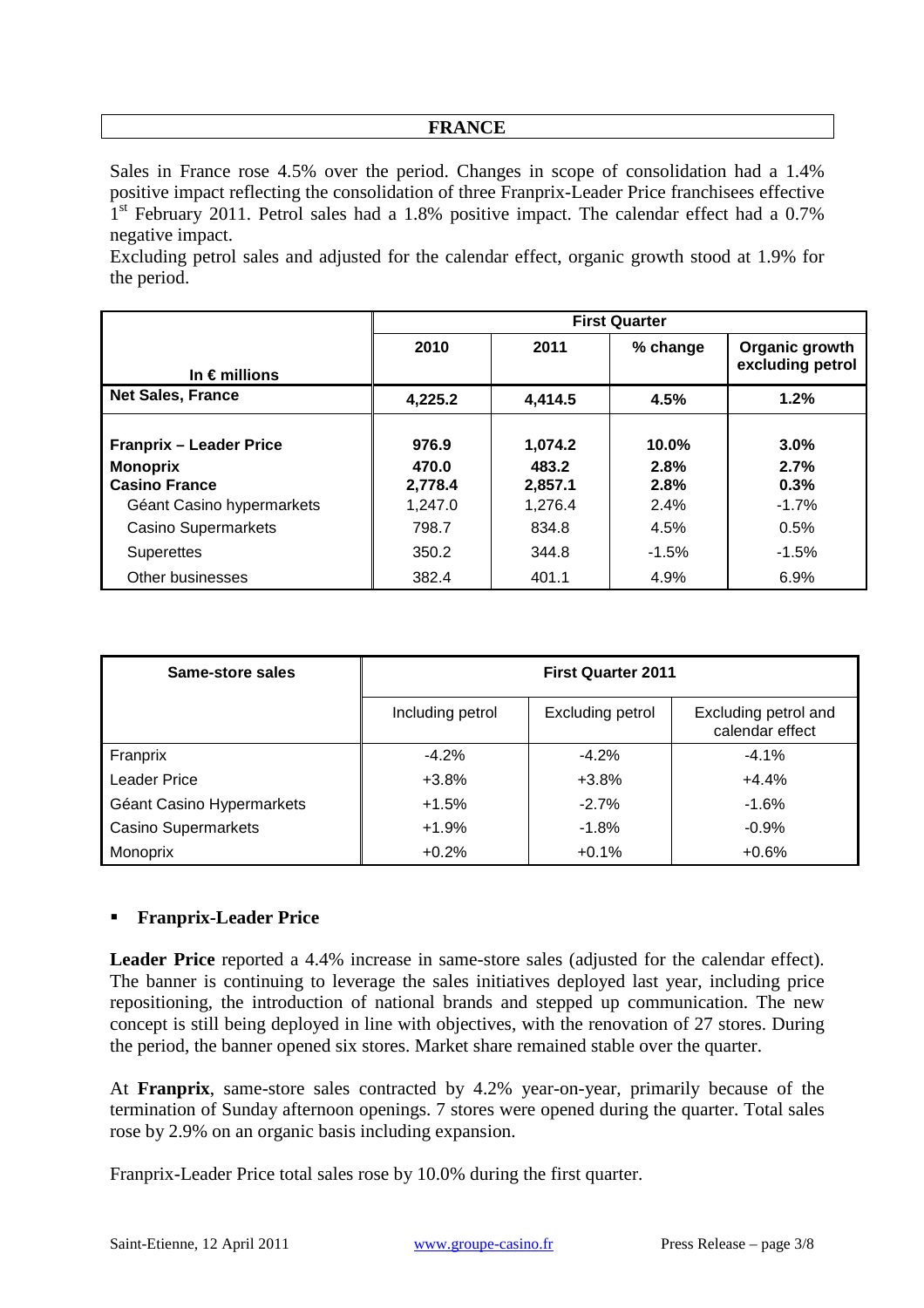# FRANCE

Sales in France rose 4.5% over the period. Changes in scope of consolidation had a 1.4% positive impact reflecting the consolidation of three Franprix-Leader Price franchisees effective 1st February 2011. Petrol sales had a 1.8% positive impact. The calendar effect had a 0.7% negative impact.

Excluding petrol sales and adjusted for the calendar effect, organic growth stood at 1.9% for the period.

| In € millions | First Quarter | | | |
|---|---|---|---|---|
| | **2010** | **2011** | **% change** | **Organic growth excluding petrol** |
| **Net Sales, France** | **4,225.2** | **4,414.5** | **4.5%** | **1.2%** |
| **Franprix – Leader Price** | **976.9** | **1,074.2** | **10.0%** | **3.0%** |
| **Monoprix** | **470.0** | **483.2** | **2.8%** | **2.7%** |
| **Casino France** | **2,778.4** | **2,857.1** | **2.8%** | **0.3%** |
| Géant Casino hypermarkets | 1,247.0 | 1,276.4 | 2.4% | -1.7% |
| Casino Supermarkets | 798.7 | 834.8 | 4.5% | 0.5% |
| Superettes | 350.2 | 344.8 | -1.5% | -1.5% |
| Other businesses | 382.4 | 401.1 | 4.9% | 6.9% |

| Same-store sales | First Quarter 2011 | | |
|---|---|---|---|
| | Including petrol | Excluding petrol | Excluding petrol and calendar effect |
| Franprix | -4.2% | -4.2% | -4.1% |
| Leader Price | +3.8% | +3.8% | +4.4% |
| Géant Casino Hypermarkets | +1.5% | -2.7% | -1.6% |
| Casino Supermarkets | +1.9% | -1.8% | -0.9% |
| Monoprix | +0.2% | +0.1% | +0.6% |

- **Franprix-Leader Price**

**Leader Price** reported a 4.4% increase in same-store sales (adjusted for the calendar effect). The banner is continuing to leverage the sales initiatives deployed last year, including price repositioning, the introduction of national brands and stepped up communication. The new concept is still being deployed in line with objectives, with the renovation of 27 stores. During the period, the banner opened six stores. Market share remained stable over the quarter.

At **Franprix**, same-store sales contracted by 4.2% year-on-year, primarily because of the termination of Sunday afternoon openings. 7 stores were opened during the quarter. Total sales rose by 2.9% on an organic basis including expansion.

Franprix-Leader Price total sales rose by 10.0% during the first quarter.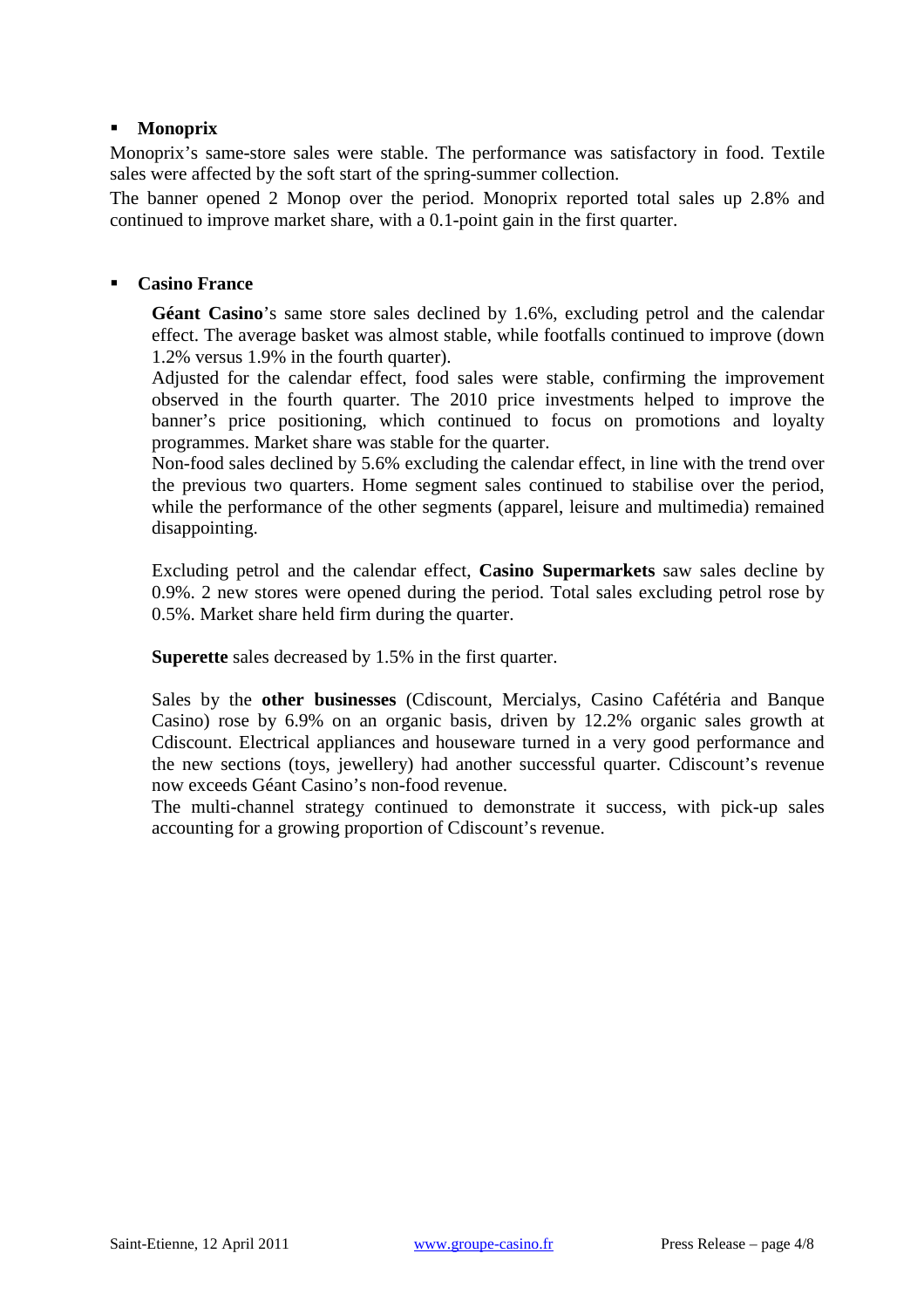- **Monoprix**

Monoprix's same-store sales were stable. The performance was satisfactory in food. Textile sales were affected by the soft start of the spring-summer collection.

The banner opened 2 Monop over the period. Monoprix reported total sales up 2.8% and continued to improve market share, with a 0.1-point gain in the first quarter.

- **Casino France**

**Géant Casino**'s same store sales declined by 1.6%, excluding petrol and the calendar effect. The average basket was almost stable, while footfalls continued to improve (down 1.2% versus 1.9% in the fourth quarter).

Adjusted for the calendar effect, food sales were stable, confirming the improvement observed in the fourth quarter. The 2010 price investments helped to improve the banner's price positioning, which continued to focus on promotions and loyalty programmes. Market share was stable for the quarter.

Non-food sales declined by 5.6% excluding the calendar effect, in line with the trend over the previous two quarters. Home segment sales continued to stabilise over the period, while the performance of the other segments (apparel, leisure and multimedia) remained disappointing.

Excluding petrol and the calendar effect, **Casino Supermarkets** saw sales decline by 0.9%. 2 new stores were opened during the period. Total sales excluding petrol rose by 0.5%. Market share held firm during the quarter.

**Superette** sales decreased by 1.5% in the first quarter.

Sales by the **other businesses** (Cdiscount, Mercialys, Casino Cafétéria and Banque Casino) rose by 6.9% on an organic basis, driven by 12.2% organic sales growth at Cdiscount. Electrical appliances and houseware turned in a very good performance and the new sections (toys, jewellery) had another successful quarter. Cdiscount's revenue now exceeds Géant Casino's non-food revenue.

The multi-channel strategy continued to demonstrate it success, with pick-up sales accounting for a growing proportion of Cdiscount's revenue.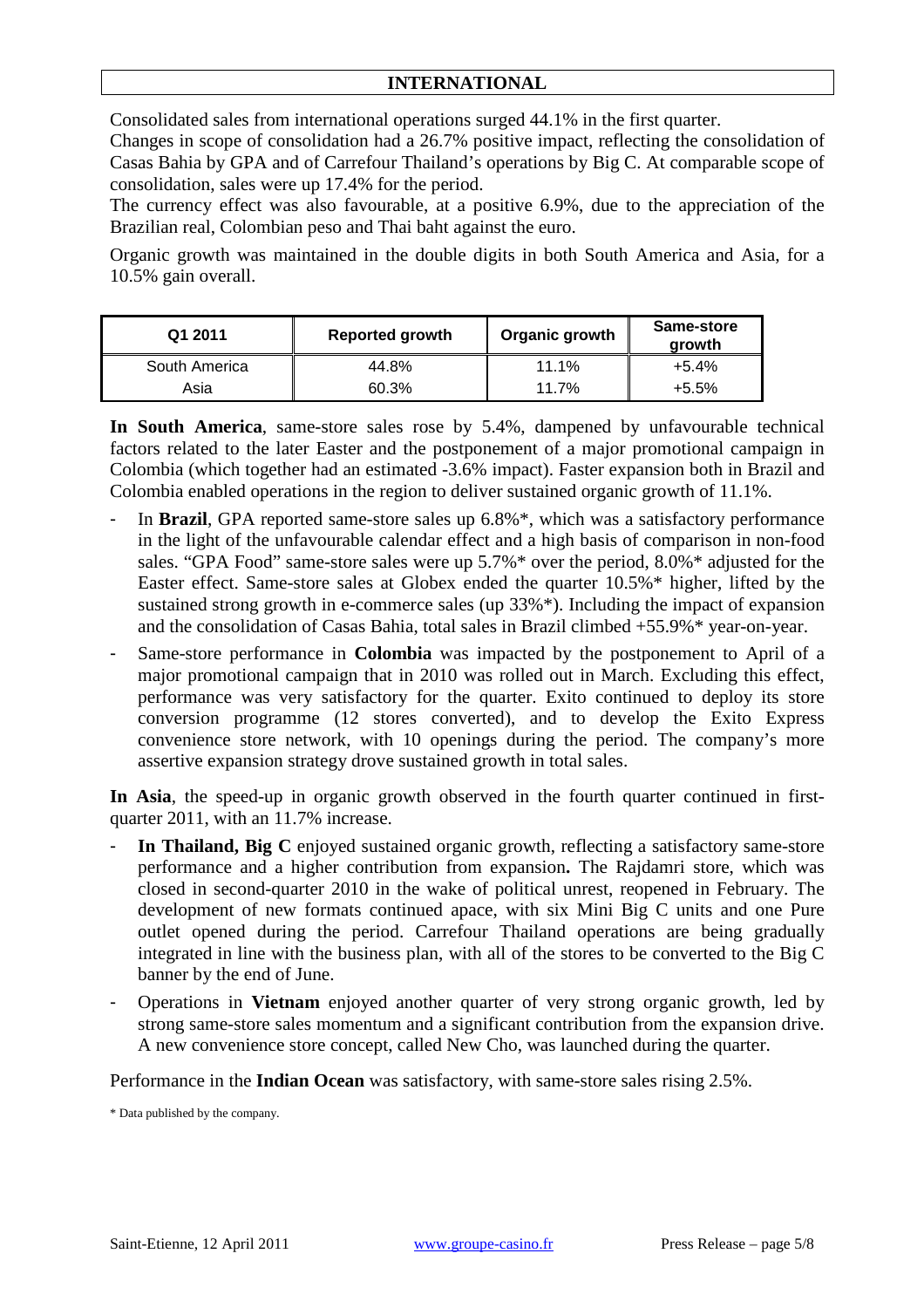## INTERNATIONAL

Consolidated sales from international operations surged 44.1% in the first quarter.
Changes in scope of consolidation had a 26.7% positive impact, reflecting the consolidation of Casas Bahia by GPA and of Carrefour Thailand's operations by Big C. At comparable scope of consolidation, sales were up 17.4% for the period.
The currency effect was also favourable, at a positive 6.9%, due to the appreciation of the Brazilian real, Colombian peso and Thai baht against the euro.

Organic growth was maintained in the double digits in both South America and Asia, for a 10.5% gain overall.

| Q1 2011 | Reported growth | Organic growth | Same-store growth |
|---|---|---|---|
| South America | 44.8% | 11.1% | +5.4% |
| Asia | 60.3% | 11.7% | +5.5% |

**In South America**, same-store sales rose by 5.4%, dampened by unfavourable technical factors related to the later Easter and the postponement of a major promotional campaign in Colombia (which together had an estimated -3.6% impact). Faster expansion both in Brazil and Colombia enabled operations in the region to deliver sustained organic growth of 11.1%.

- In **Brazil**, GPA reported same-store sales up 6.8%*, which was a satisfactory performance in the light of the unfavourable calendar effect and a high basis of comparison in non-food sales. "GPA Food" same-store sales were up 5.7%* over the period, 8.0%* adjusted for the Easter effect. Same-store sales at Globex ended the quarter 10.5%* higher, lifted by the sustained strong growth in e-commerce sales (up 33%*). Including the impact of expansion and the consolidation of Casas Bahia, total sales in Brazil climbed +55.9%* year-on-year.
- Same-store performance in **Colombia** was impacted by the postponement to April of a major promotional campaign that in 2010 was rolled out in March. Excluding this effect, performance was very satisfactory for the quarter. Exito continued to deploy its store conversion programme (12 stores converted), and to develop the Exito Express convenience store network, with 10 openings during the period. The company's more assertive expansion strategy drove sustained growth in total sales.

**In Asia**, the speed-up in organic growth observed in the fourth quarter continued in first-quarter 2011, with an 11.7% increase.

- **In Thailand, Big C** enjoyed sustained organic growth, reflecting a satisfactory same-store performance and a higher contribution from expansion**.** The Rajdamri store, which was closed in second-quarter 2010 in the wake of political unrest, reopened in February. The development of new formats continued apace, with six Mini Big C units and one Pure outlet opened during the period. Carrefour Thailand operations are being gradually integrated in line with the business plan, with all of the stores to be converted to the Big C banner by the end of June.
- Operations in **Vietnam** enjoyed another quarter of very strong organic growth, led by strong same-store sales momentum and a significant contribution from the expansion drive. A new convenience store concept, called New Cho, was launched during the quarter.

Performance in the **Indian Ocean** was satisfactory, with same-store sales rising 2.5%.

\* Data published by the company.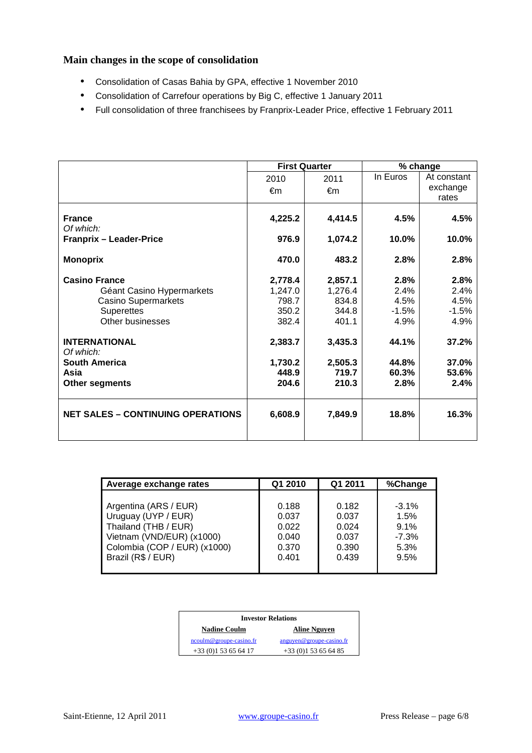### Main changes in the scope of consolidation

- Consolidation of Casas Bahia by GPA, effective 1 November 2010
- Consolidation of Carrefour operations by Big C, effective 1 January 2011
- Full consolidation of three franchisees by Franprix-Leader Price, effective 1 February 2011

| | First Quarter | | % change | |
|---|---|---|---|---|
| | 2010 €m | 2011 €m | In Euros | At constant exchange rates |
| **France** *Of which:* | **4,225.2** | **4,414.5** | **4.5%** | **4.5%** |
| **Franprix – Leader-Price** | **976.9** | **1,074.2** | **10.0%** | **10.0%** |
| **Monoprix** | **470.0** | **483.2** | **2.8%** | **2.8%** |
| **Casino France** | **2,778.4** | **2,857.1** | **2.8%** | **2.8%** |
| Géant Casino Hypermarkets | 1,247.0 | 1,276.4 | 2.4% | 2.4% |
| Casino Supermarkets | 798.7 | 834.8 | 4.5% | 4.5% |
| Superettes | 350.2 | 344.8 | -1.5% | -1.5% |
| Other businesses | 382.4 | 401.1 | 4.9% | 4.9% |
| **INTERNATIONAL** *Of which:* | **2,383.7** | **3,435.3** | **44.1%** | **37.2%** |
| **South America** | **1,730.2** | **2,505.3** | **44.8%** | **37.0%** |
| **Asia** | **448.9** | **719.7** | **60.3%** | **53.6%** |
| **Other segments** | **204.6** | **210.3** | **2.8%** | **2.4%** |
| **NET SALES – CONTINUING OPERATIONS** | **6,608.9** | **7,849.9** | **18.8%** | **16.3%** |

| Average exchange rates | Q1 2010 | Q1 2011 | %Change |
|---|---|---|---|
| Argentina (ARS / EUR) | 0.188 | 0.182 | -3.1% |
| Uruguay (UYP / EUR) | 0.037 | 0.037 | 1.5% |
| Thailand (THB / EUR) | 0.022 | 0.024 | 9.1% |
| Vietnam (VND/EUR) (x1000) | 0.040 | 0.037 | -7.3% |
| Colombia (COP / EUR) (x1000) | 0.370 | 0.390 | 5.3% |
| Brazil (R$ / EUR) | 0.401 | 0.439 | 9.5% |

| Investor Relations | |
|---|---|
| **Nadine Coulm** | **Aline Nguyen** |
| ncoulm@groupe-casino.fr | anguyen@groupe-casino.fr |
| +33 (0)1 53 65 64 17 | +33 (0)1 53 65 64 85 |

Saint-Etienne, 12 April 2011 www.groupe-casino.fr Press Release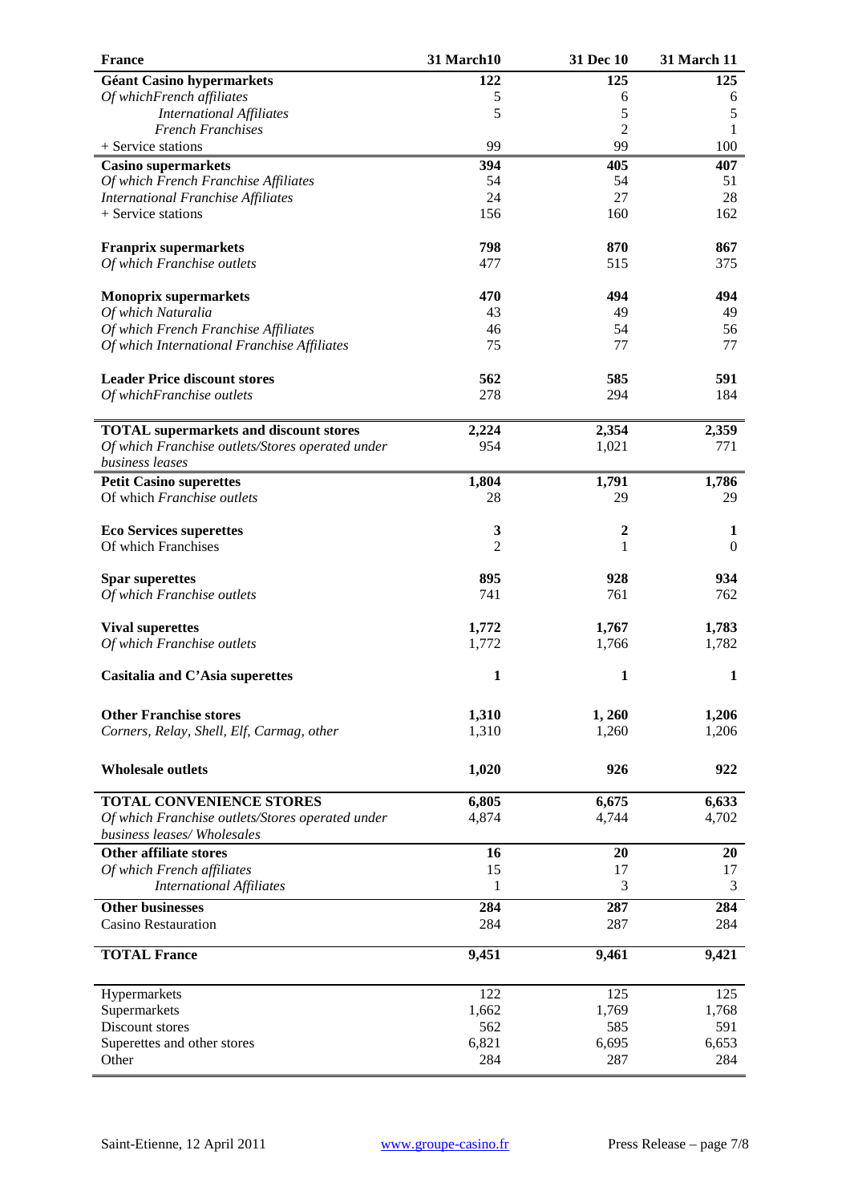| France | 31 March10 | 31 Dec 10 | 31 March 11 |
|---|---|---|---|
| **Géant Casino hypermarkets** | **122** | **125** | **125** |
| *Of whichFrench affiliates* | 5 | 6 | 6 |
| *International Affiliates* | 5 | 5 | 5 |
| *French Franchises* | | 2 | 1 |
| + Service stations | 99 | 99 | 100 |
| **Casino supermarkets** | **394** | **405** | **407** |
| *Of which French Franchise Affiliates* | 54 | 54 | 51 |
| *International Franchise Affiliates* | 24 | 27 | 28 |
| + Service stations | 156 | 160 | 162 |
| **Franprix supermarkets** | **798** | **870** | **867** |
| *Of which Franchise outlets* | 477 | 515 | 375 |
| **Monoprix supermarkets** | **470** | **494** | **494** |
| *Of which Naturalia* | 43 | 49 | 49 |
| *Of which French Franchise Affiliates* | 46 | 54 | 56 |
| *Of which International Franchise Affiliates* | 75 | 77 | 77 |
| **Leader Price discount stores** | **562** | **585** | **591** |
| *Of whichFranchise outlets* | 278 | 294 | 184 |
| **TOTAL supermarkets and discount stores** | **2,224** | **2,354** | **2,359** |
| *Of which Franchise outlets/Stores operated under business leases* | 954 | 1,021 | 771 |
| **Petit Casino superettes** | **1,804** | **1,791** | **1,786** |
| Of which *Franchise outlets* | 28 | 29 | 29 |
| **Eco Services superettes** | **3** | **2** | **1** |
| Of which Franchises | 2 | 1 | 0 |
| **Spar superettes** | **895** | **928** | **934** |
| *Of which Franchise outlets* | 741 | 761 | 762 |
| **Vival superettes** | **1,772** | **1,767** | **1,783** |
| *Of which Franchise outlets* | 1,772 | 1,766 | 1,782 |
| **Casitalia and C'Asia superettes** | **1** | **1** | **1** |
| **Other Franchise stores** | **1,310** | **1, 260** | **1,206** |
| *Corners, Relay, Shell, Elf, Carmag, other* | 1,310 | 1,260 | 1,206 |
| **Wholesale outlets** | **1,020** | **926** | **922** |
| **TOTAL CONVENIENCE STORES** | **6,805** | **6,675** | **6,633** |
| *Of which Franchise outlets/Stores operated under business leases/ Wholesales* | 4,874 | 4,744 | 4,702 |
| **Other affiliate stores** | **16** | **20** | **20** |
| *Of which French affiliates* | 15 | 17 | 17 |
| *International Affiliates* | 1 | 3 | 3 |
| **Other businesses** | **284** | **287** | **284** |
| Casino Restauration | 284 | 287 | 284 |
| **TOTAL France** | **9,451** | **9,461** | **9,421** |
| Hypermarkets | 122 | 125 | 125 |
| Supermarkets | 1,662 | 1,769 | 1,768 |
| Discount stores | 562 | 585 | 591 |
| Superettes and other stores | 6,821 | 6,695 | 6,653 |
| Other | 284 | 287 | 284 |

Saint-Etienne, 12 April 2011 www.groupe-casino.fr Press Release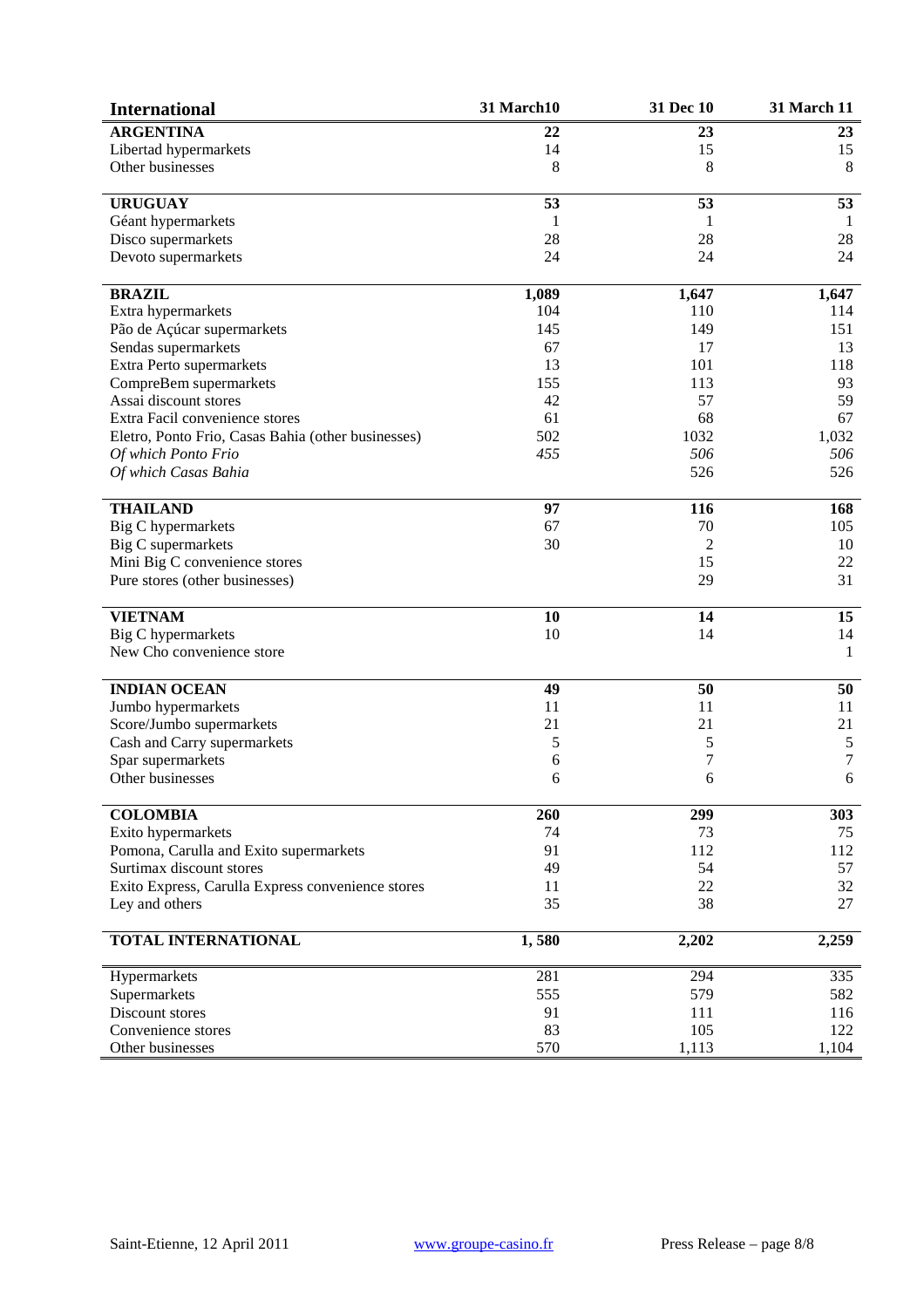| International | 31 March10 | 31 Dec 10 | 31 March 11 |
|---|---|---|---|
| **ARGENTINA** | **22** | **23** | **23** |
| Libertad hypermarkets | 14 | 15 | 15 |
| Other businesses | 8 | 8 | 8 |
| **URUGUAY** | **53** | **53** | **53** |
| Géant hypermarkets | 1 | 1 | 1 |
| Disco supermarkets | 28 | 28 | 28 |
| Devoto supermarkets | 24 | 24 | 24 |
| **BRAZIL** | **1,089** | **1,647** | **1,647** |
| Extra hypermarkets | 104 | 110 | 114 |
| Pão de Açúcar supermarkets | 145 | 149 | 151 |
| Sendas supermarkets | 67 | 17 | 13 |
| Extra Perto supermarkets | 13 | 101 | 118 |
| CompreBem supermarkets | 155 | 113 | 93 |
| Assai discount stores | 42 | 57 | 59 |
| Extra Facil convenience stores | 61 | 68 | 67 |
| Eletro, Ponto Frio, Casas Bahia (other businesses) | 502 | 1032 | 1,032 |
| *Of which Ponto Frio* | *455* | *506* | *506* |
| *Of which Casas Bahia* | | 526 | 526 |
| **THAILAND** | **97** | **116** | **168** |
| Big C hypermarkets | 67 | 70 | 105 |
| Big C supermarkets | 30 | 2 | 10 |
| Mini Big C convenience stores | | 15 | 22 |
| Pure stores (other businesses) | | 29 | 31 |
| **VIETNAM** | **10** | **14** | **15** |
| Big C hypermarkets | 10 | 14 | 14 |
| New Cho convenience store | | | 1 |
| **INDIAN OCEAN** | **49** | **50** | **50** |
| Jumbo hypermarkets | 11 | 11 | 11 |
| Score/Jumbo supermarkets | 21 | 21 | 21 |
| Cash and Carry supermarkets | 5 | 5 | 5 |
| Spar supermarkets | 6 | 7 | 7 |
| Other businesses | 6 | 6 | 6 |
| **COLOMBIA** | **260** | **299** | **303** |
| Exito hypermarkets | 74 | 73 | 75 |
| Pomona, Carulla and Exito supermarkets | 91 | 112 | 112 |
| Surtimax discount stores | 49 | 54 | 57 |
| Exito Express, Carulla Express convenience stores | 11 | 22 | 32 |
| Ley and others | 35 | 38 | 27 |
| **TOTAL INTERNATIONAL** | **1, 580** | **2,202** | **2,259** |
| Hypermarkets | 281 | 294 | 335 |
| Supermarkets | 555 | 579 | 582 |
| Discount stores | 91 | 111 | 116 |
| Convenience stores | 83 | 105 | 122 |
| Other businesses | 570 | 1,113 | 1,104 |

Saint-Etienne, 12 April 2011 www.groupe-casino.fr